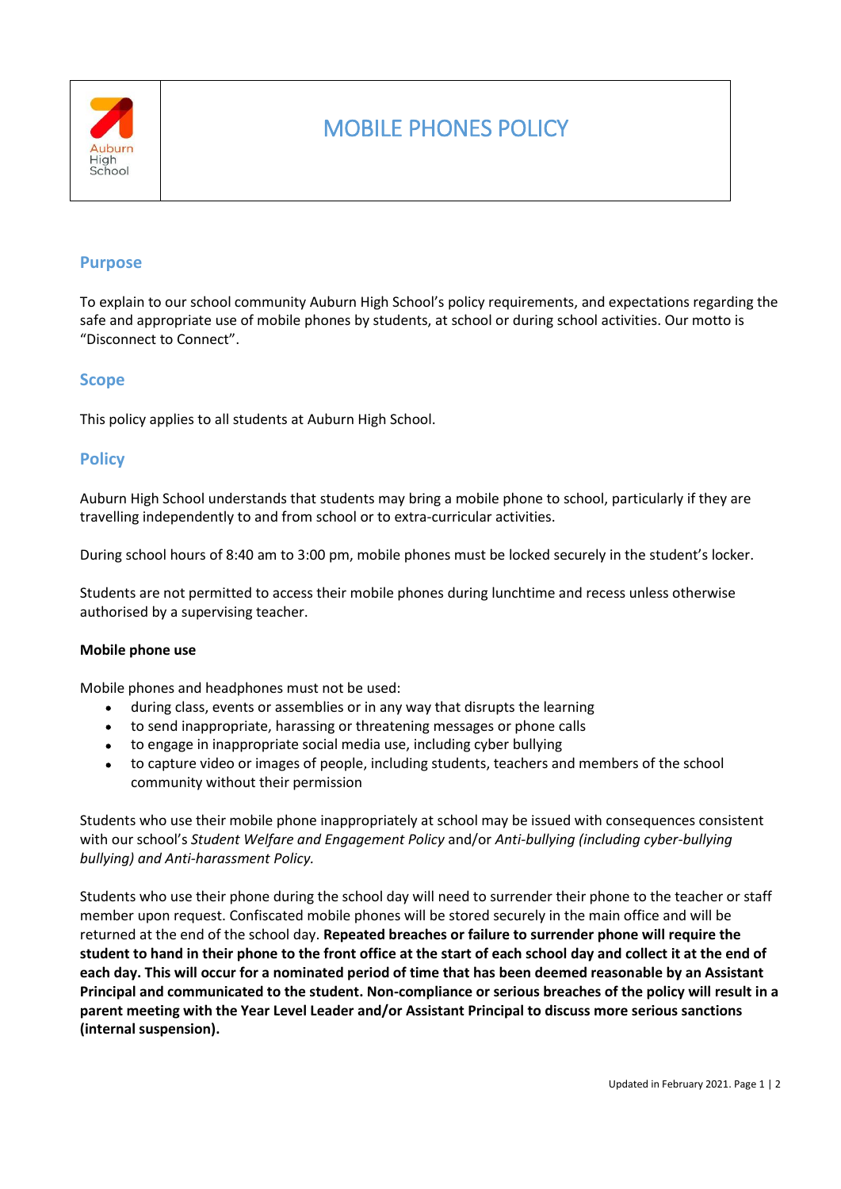# MOBILE PHONES POLICY

## Purpose

To explain to our school community Auburn High School's policy requirements, and expectations regarding the safe and appropriate use of mobile phones by students, at school or during school activities. Our motto is "Disconnect to Connect".

## Scope

This policy applies to all students at Auburn High School.

## Policy

Auburn High School understands that students may bring a mobile phone to school, particularly if they are travelling independently to and from school or to extra-curricular activities.

During school hours of 8:40 am to 3:00 pm, mobile phones must be locked securely in the student's locker.

Students are not permitted to access their mobile phones during lunchtime and recess unless otherwise authorised by a supervising teacher.

### Mobile phone use

Mobile phones and headphones must not be used:

- during class, events or assemblies or in any way that disrupts the learning
- to send inappropriate, harassing or threatening messages or phone calls
- to engage in inappropriate social media use, including cyber bullying
- to capture video or images of people, including students, teachers and members of the school community without their permission

Students who use their mobile phone inappropriately at school may be issued with consequences consistent with our school's *Student Welfare and Engagement Policy* and/or *Anti-bullying (including cyber-bullying bullying) and Anti-harassment Policy.*

Students who use their phone during the school day will need to surrender their phone to the teacher or staff member upon request. Confiscated mobile phones will be stored securely in the main office and will be returned at the end of the school day. **Repeated breaches or failure to surrender phone will require the student to hand in their phone to the front office at the start of each school day and collect it at the end of each day. This will occur for a nominated period of time that has been deemed reasonable by an Assistant Principal and communicated to the student. Non-compliance or serious breaches of the policy will result in a parent meeting with the Year Level Leader and/or Assistant Principal to discuss more serious sanctions (internal suspension).**

Updated in February 2021.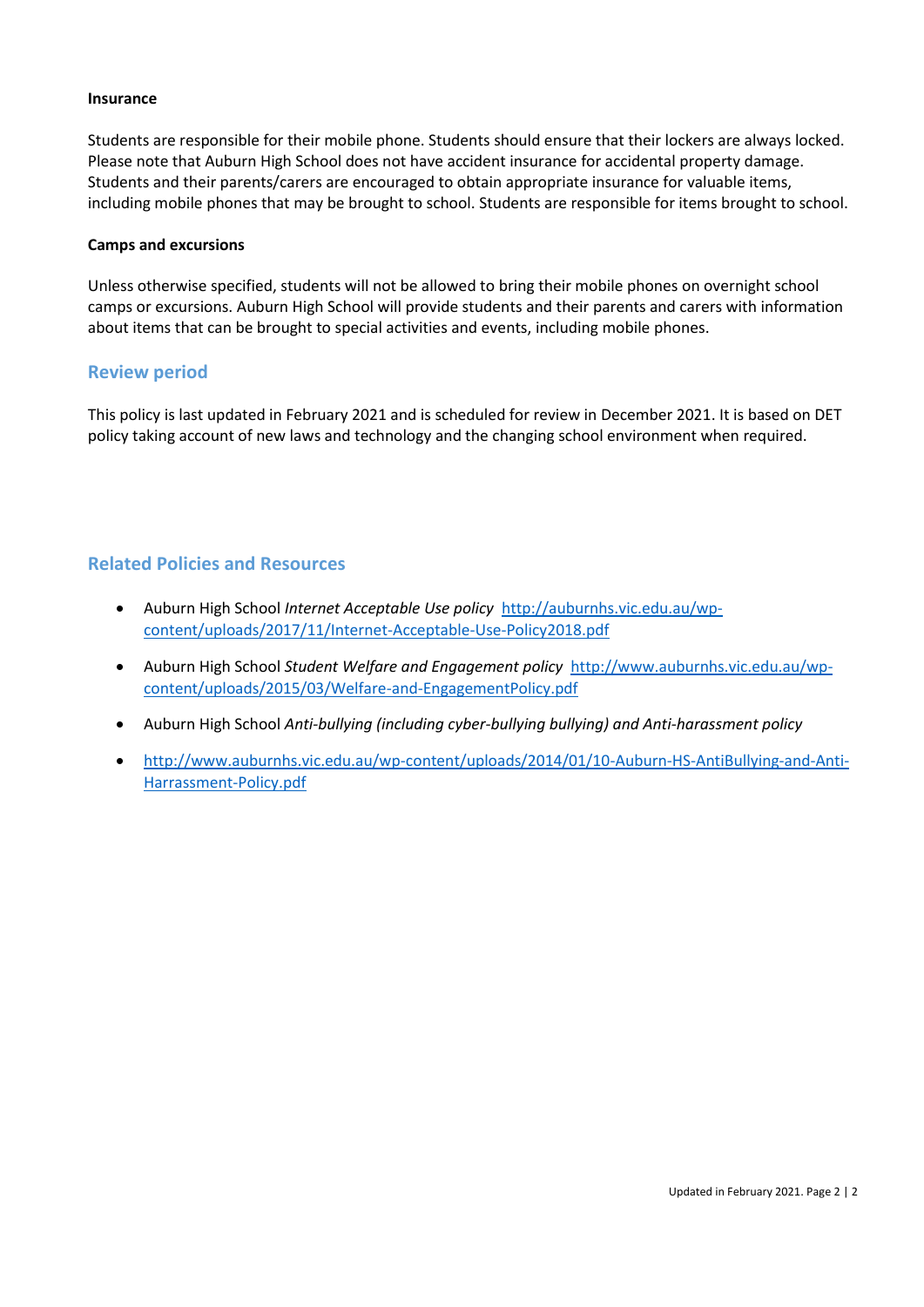**Insurance**

Students are responsible for their mobile phone. Students should ensure that their lockers are always locked. Please note that Auburn High School does not have accident insurance for accidental property damage. Students and their parents/carers are encouraged to obtain appropriate insurance for valuable items, including mobile phones that may be brought to school. Students are responsible for items brought to school.

**Camps and excursions**

Unless otherwise specified, students will not be allowed to bring their mobile phones on overnight school camps or excursions. Auburn High School will provide students and their parents and carers with information about items that can be brought to special activities and events, including mobile phones.

## Review period

This policy is last updated in February 2021 and is scheduled for review in December 2021. It is based on DET policy taking account of new laws and technology and the changing school environment when required.

## Related Policies and Resources

- Auburn High School *Internet Acceptable Use policy* http://auburnhs.vic.edu.au/wp-content/uploads/2017/11/Internet-Acceptable-Use-Policy2018.pdf
- Auburn High School *Student Welfare and Engagement policy* http://www.auburnhs.vic.edu.au/wp-content/uploads/2015/03/Welfare-and-EngagementPolicy.pdf
- Auburn High School *Anti-bullying (including cyber-bullying bullying) and Anti-harassment policy*
- http://www.auburnhs.vic.edu.au/wp-content/uploads/2014/01/10-Auburn-HS-AntiBullying-and-Anti-Harrassment-Policy.pdf